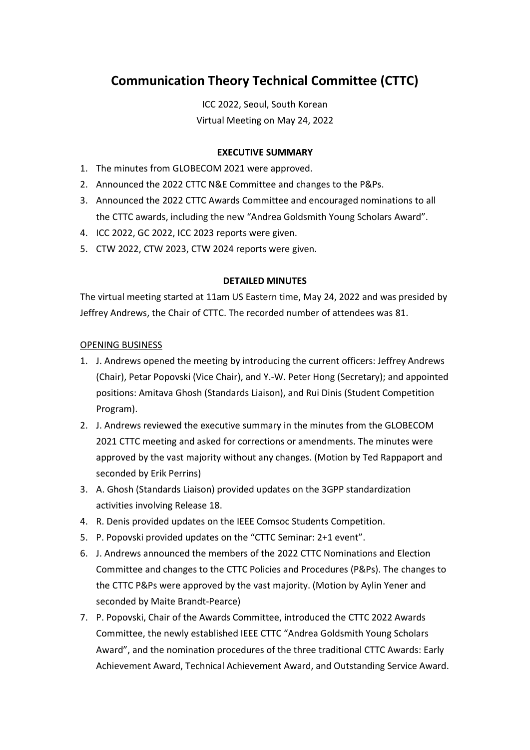# Communication Theory Technical Committee (CTTC)

ICC 2022, Seoul, South Korean
Virtual Meeting on May 24, 2022

**EXECUTIVE SUMMARY**

1. The minutes from GLOBECOM 2021 were approved.
2. Announced the 2022 CTTC N&E Committee and changes to the P&Ps.
3. Announced the 2022 CTTC Awards Committee and encouraged nominations to all the CTTC awards, including the new "Andrea Goldsmith Young Scholars Award".
4. ICC 2022, GC 2022, ICC 2023 reports were given.
5. CTW 2022, CTW 2023, CTW 2024 reports were given.

**DETAILED MINUTES**

The virtual meeting started at 11am US Eastern time, May 24, 2022 and was presided by Jeffrey Andrews, the Chair of CTTC. The recorded number of attendees was 81.

<u>OPENING BUSINESS</u>

1. J. Andrews opened the meeting by introducing the current officers: Jeffrey Andrews (Chair), Petar Popovski (Vice Chair), and Y.-W. Peter Hong (Secretary); and appointed positions: Amitava Ghosh (Standards Liaison), and Rui Dinis (Student Competition Program).
2. J. Andrews reviewed the executive summary in the minutes from the GLOBECOM 2021 CTTC meeting and asked for corrections or amendments. The minutes were approved by the vast majority without any changes. (Motion by Ted Rappaport and seconded by Erik Perrins)
3. A. Ghosh (Standards Liaison) provided updates on the 3GPP standardization activities involving Release 18.
4. R. Denis provided updates on the IEEE Comsoc Students Competition.
5. P. Popovski provided updates on the "CTTC Seminar: 2+1 event".
6. J. Andrews announced the members of the 2022 CTTC Nominations and Election Committee and changes to the CTTC Policies and Procedures (P&Ps). The changes to the CTTC P&Ps were approved by the vast majority. (Motion by Aylin Yener and seconded by Maite Brandt-Pearce)
7. P. Popovski, Chair of the Awards Committee, introduced the CTTC 2022 Awards Committee, the newly established IEEE CTTC "Andrea Goldsmith Young Scholars Award", and the nomination procedures of the three traditional CTTC Awards: Early Achievement Award, Technical Achievement Award, and Outstanding Service Award.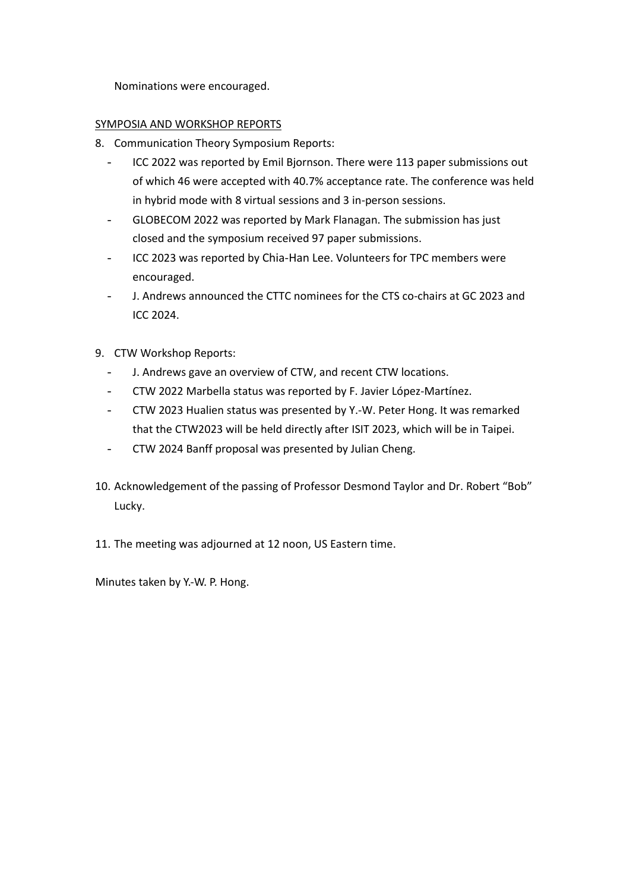Nominations were encouraged.

SYMPOSIA AND WORKSHOP REPORTS

8. Communication Theory Symposium Reports:
   - ICC 2022 was reported by Emil Bjornson. There were 113 paper submissions out of which 46 were accepted with 40.7% acceptance rate. The conference was held in hybrid mode with 8 virtual sessions and 3 in-person sessions.
   - GLOBECOM 2022 was reported by Mark Flanagan. The submission has just closed and the symposium received 97 paper submissions.
   - ICC 2023 was reported by Chia-Han Lee. Volunteers for TPC members were encouraged.
   - J. Andrews announced the CTTC nominees for the CTS co-chairs at GC 2023 and ICC 2024.

9. CTW Workshop Reports:
   - J. Andrews gave an overview of CTW, and recent CTW locations.
   - CTW 2022 Marbella status was reported by F. Javier López-Martínez.
   - CTW 2023 Hualien status was presented by Y.-W. Peter Hong. It was remarked that the CTW2023 will be held directly after ISIT 2023, which will be in Taipei.
   - CTW 2024 Banff proposal was presented by Julian Cheng.

10. Acknowledgement of the passing of Professor Desmond Taylor and Dr. Robert "Bob" Lucky.

11. The meeting was adjourned at 12 noon, US Eastern time.

Minutes taken by Y.-W. P. Hong.